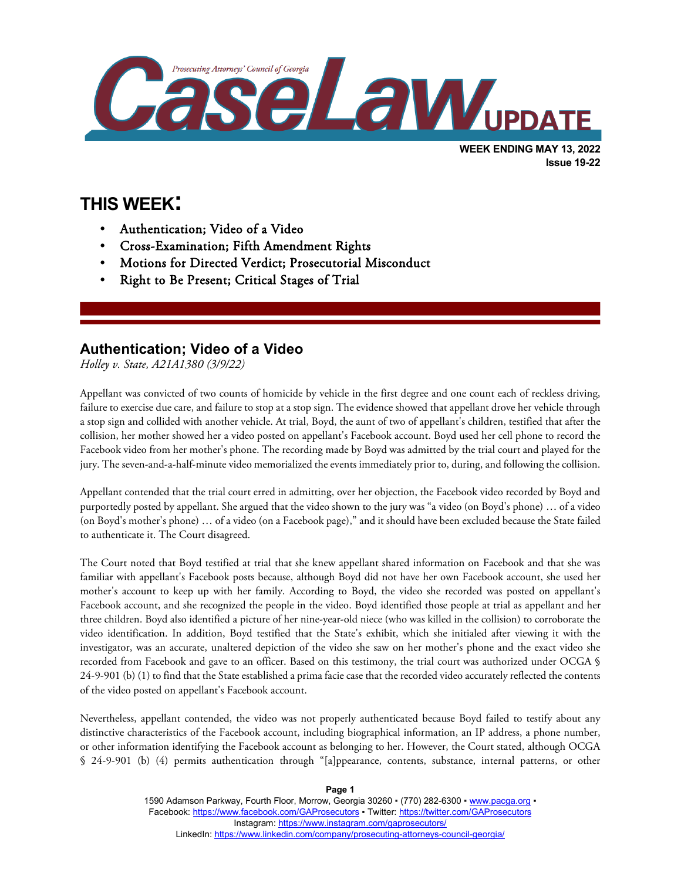# CaseLaw UPDATE

Prosecuting Attorneys' Council of Georgia

**WEEK ENDING MAY 13, 2022**
**Issue 19-22**

## THIS WEEK:

- Authentication; Video of a Video
- Cross-Examination; Fifth Amendment Rights
- Motions for Directed Verdict; Prosecutorial Misconduct
- Right to Be Present; Critical Stages of Trial

## Authentication; Video of a Video

*Holley v. State, A21A1380 (3/9/22)*

Appellant was convicted of two counts of homicide by vehicle in the first degree and one count each of reckless driving, failure to exercise due care, and failure to stop at a stop sign. The evidence showed that appellant drove her vehicle through a stop sign and collided with another vehicle. At trial, Boyd, the aunt of two of appellant's children, testified that after the collision, her mother showed her a video posted on appellant's Facebook account. Boyd used her cell phone to record the Facebook video from her mother's phone. The recording made by Boyd was admitted by the trial court and played for the jury. The seven-and-a-half-minute video memorialized the events immediately prior to, during, and following the collision.

Appellant contended that the trial court erred in admitting, over her objection, the Facebook video recorded by Boyd and purportedly posted by appellant. She argued that the video shown to the jury was "a video (on Boyd's phone) … of a video (on Boyd's mother's phone) … of a video (on a Facebook page)," and it should have been excluded because the State failed to authenticate it. The Court disagreed.

The Court noted that Boyd testified at trial that she knew appellant shared information on Facebook and that she was familiar with appellant's Facebook posts because, although Boyd did not have her own Facebook account, she used her mother's account to keep up with her family. According to Boyd, the video she recorded was posted on appellant's Facebook account, and she recognized the people in the video. Boyd identified those people at trial as appellant and her three children. Boyd also identified a picture of her nine-year-old niece (who was killed in the collision) to corroborate the video identification. In addition, Boyd testified that the State's exhibit, which she initialed after viewing it with the investigator, was an accurate, unaltered depiction of the video she saw on her mother's phone and the exact video she recorded from Facebook and gave to an officer. Based on this testimony, the trial court was authorized under OCGA § 24-9-901 (b) (1) to find that the State established a prima facie case that the recorded video accurately reflected the contents of the video posted on appellant's Facebook account.

Nevertheless, appellant contended, the video was not properly authenticated because Boyd failed to testify about any distinctive characteristics of the Facebook account, including biographical information, an IP address, a phone number, or other information identifying the Facebook account as belonging to her. However, the Court stated, although OCGA § 24-9-901 (b) (4) permits authentication through "[a]ppearance, contents, substance, internal patterns, or other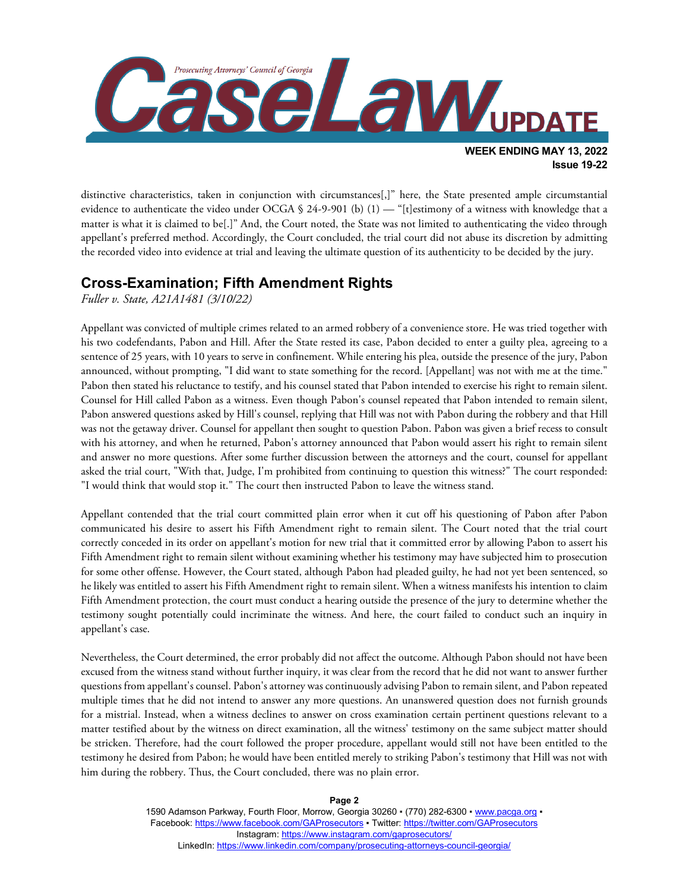distinctive characteristics, taken in conjunction with circumstances[,]" here, the State presented ample circumstantial evidence to authenticate the video under OCGA § 24-9-901 (b) (1) — "[t]estimony of a witness with knowledge that a matter is what it is claimed to be[.]" And, the Court noted, the State was not limited to authenticating the video through appellant's preferred method. Accordingly, the Court concluded, the trial court did not abuse its discretion by admitting the recorded video into evidence at trial and leaving the ultimate question of its authenticity to be decided by the jury.

## Cross-Examination; Fifth Amendment Rights

*Fuller v. State, A21A1481 (3/10/22)*

Appellant was convicted of multiple crimes related to an armed robbery of a convenience store. He was tried together with his two codefendants, Pabon and Hill. After the State rested its case, Pabon decided to enter a guilty plea, agreeing to a sentence of 25 years, with 10 years to serve in confinement. While entering his plea, outside the presence of the jury, Pabon announced, without prompting, "I did want to state something for the record. [Appellant] was not with me at the time." Pabon then stated his reluctance to testify, and his counsel stated that Pabon intended to exercise his right to remain silent. Counsel for Hill called Pabon as a witness. Even though Pabon's counsel repeated that Pabon intended to remain silent, Pabon answered questions asked by Hill's counsel, replying that Hill was not with Pabon during the robbery and that Hill was not the getaway driver. Counsel for appellant then sought to question Pabon. Pabon was given a brief recess to consult with his attorney, and when he returned, Pabon's attorney announced that Pabon would assert his right to remain silent and answer no more questions. After some further discussion between the attorneys and the court, counsel for appellant asked the trial court, "With that, Judge, I'm prohibited from continuing to question this witness?" The court responded: "I would think that would stop it." The court then instructed Pabon to leave the witness stand.

Appellant contended that the trial court committed plain error when it cut off his questioning of Pabon after Pabon communicated his desire to assert his Fifth Amendment right to remain silent. The Court noted that the trial court correctly conceded in its order on appellant's motion for new trial that it committed error by allowing Pabon to assert his Fifth Amendment right to remain silent without examining whether his testimony may have subjected him to prosecution for some other offense. However, the Court stated, although Pabon had pleaded guilty, he had not yet been sentenced, so he likely was entitled to assert his Fifth Amendment right to remain silent. When a witness manifests his intention to claim Fifth Amendment protection, the court must conduct a hearing outside the presence of the jury to determine whether the testimony sought potentially could incriminate the witness. And here, the court failed to conduct such an inquiry in appellant's case.

Nevertheless, the Court determined, the error probably did not affect the outcome. Although Pabon should not have been excused from the witness stand without further inquiry, it was clear from the record that he did not want to answer further questions from appellant's counsel. Pabon's attorney was continuously advising Pabon to remain silent, and Pabon repeated multiple times that he did not intend to answer any more questions. An unanswered question does not furnish grounds for a mistrial. Instead, when a witness declines to answer on cross examination certain pertinent questions relevant to a matter testified about by the witness on direct examination, all the witness' testimony on the same subject matter should be stricken. Therefore, had the court followed the proper procedure, appellant would still not have been entitled to the testimony he desired from Pabon; he would have been entitled merely to striking Pabon's testimony that Hill was not with him during the robbery. Thus, the Court concluded, there was no plain error.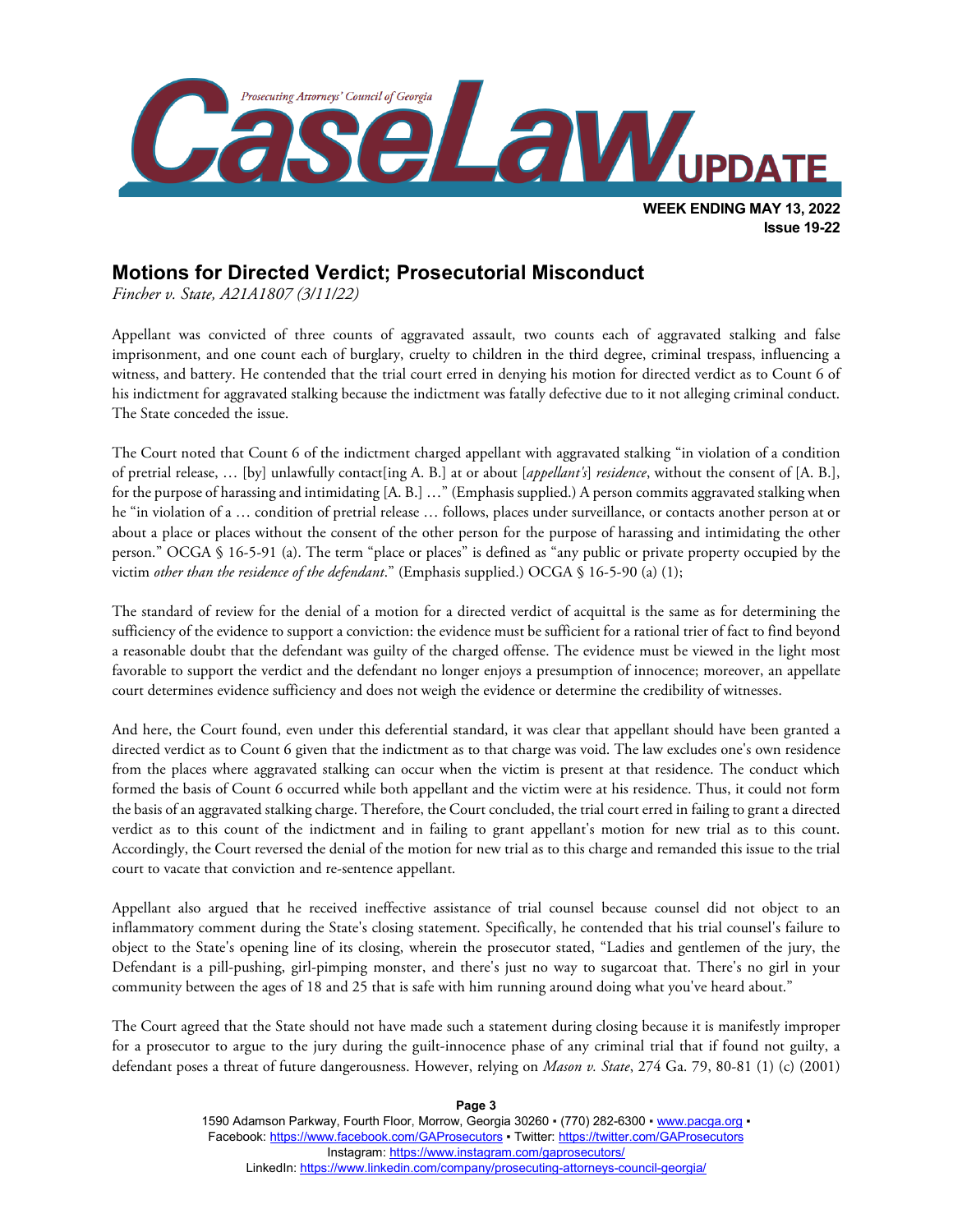## Motions for Directed Verdict; Prosecutorial Misconduct

*Fincher v. State, A21A1807 (3/11/22)*

Appellant was convicted of three counts of aggravated assault, two counts each of aggravated stalking and false imprisonment, and one count each of burglary, cruelty to children in the third degree, criminal trespass, influencing a witness, and battery. He contended that the trial court erred in denying his motion for directed verdict as to Count 6 of his indictment for aggravated stalking because the indictment was fatally defective due to it not alleging criminal conduct. The State conceded the issue.

The Court noted that Count 6 of the indictment charged appellant with aggravated stalking "in violation of a condition of pretrial release, … [by] unlawfully contact[ing A. B.] at or about [*appellant's*] *residence*, without the consent of [A. B.], for the purpose of harassing and intimidating [A. B.] …" (Emphasis supplied.) A person commits aggravated stalking when he "in violation of a … condition of pretrial release … follows, places under surveillance, or contacts another person at or about a place or places without the consent of the other person for the purpose of harassing and intimidating the other person." OCGA § 16-5-91 (a). The term "place or places" is defined as "any public or private property occupied by the victim *other than the residence of the defendant*." (Emphasis supplied.) OCGA § 16-5-90 (a) (1);

The standard of review for the denial of a motion for a directed verdict of acquittal is the same as for determining the sufficiency of the evidence to support a conviction: the evidence must be sufficient for a rational trier of fact to find beyond a reasonable doubt that the defendant was guilty of the charged offense. The evidence must be viewed in the light most favorable to support the verdict and the defendant no longer enjoys a presumption of innocence; moreover, an appellate court determines evidence sufficiency and does not weigh the evidence or determine the credibility of witnesses.

And here, the Court found, even under this deferential standard, it was clear that appellant should have been granted a directed verdict as to Count 6 given that the indictment as to that charge was void. The law excludes one's own residence from the places where aggravated stalking can occur when the victim is present at that residence. The conduct which formed the basis of Count 6 occurred while both appellant and the victim were at his residence. Thus, it could not form the basis of an aggravated stalking charge. Therefore, the Court concluded, the trial court erred in failing to grant a directed verdict as to this count of the indictment and in failing to grant appellant's motion for new trial as to this count. Accordingly, the Court reversed the denial of the motion for new trial as to this charge and remanded this issue to the trial court to vacate that conviction and re-sentence appellant.

Appellant also argued that he received ineffective assistance of trial counsel because counsel did not object to an inflammatory comment during the State's closing statement. Specifically, he contended that his trial counsel's failure to object to the State's opening line of its closing, wherein the prosecutor stated, "Ladies and gentlemen of the jury, the Defendant is a pill-pushing, girl-pimping monster, and there's just no way to sugarcoat that. There's no girl in your community between the ages of 18 and 25 that is safe with him running around doing what you've heard about."

The Court agreed that the State should not have made such a statement during closing because it is manifestly improper for a prosecutor to argue to the jury during the guilt-innocence phase of any criminal trial that if found not guilty, a defendant poses a threat of future dangerousness. However, relying on *Mason v. State*, 274 Ga. 79, 80-81 (1) (c) (2001)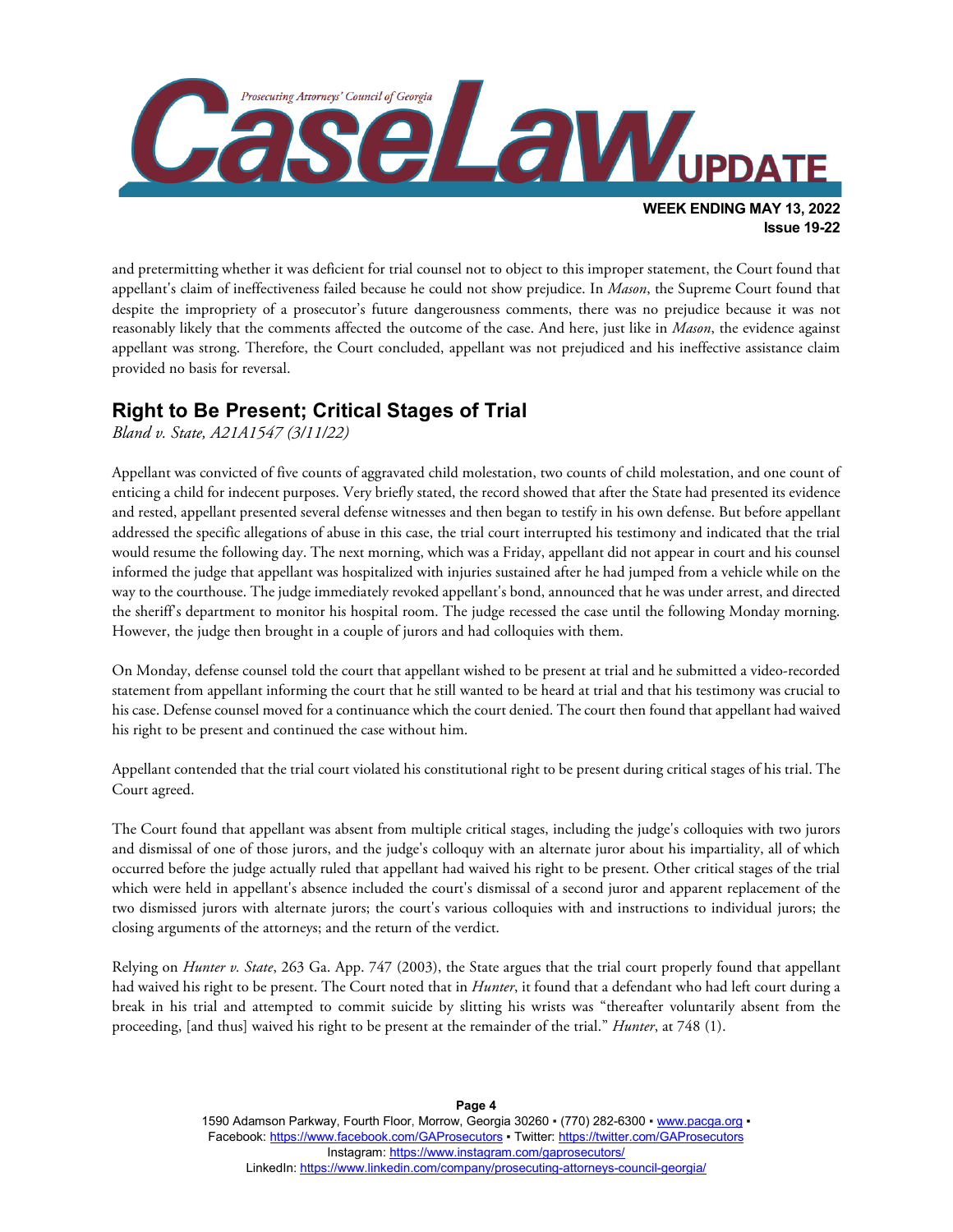and pretermitting whether it was deficient for trial counsel not to object to this improper statement, the Court found that appellant's claim of ineffectiveness failed because he could not show prejudice. In *Mason*, the Supreme Court found that despite the impropriety of a prosecutor's future dangerousness comments, there was no prejudice because it was not reasonably likely that the comments affected the outcome of the case. And here, just like in *Mason*, the evidence against appellant was strong. Therefore, the Court concluded, appellant was not prejudiced and his ineffective assistance claim provided no basis for reversal.

## Right to Be Present; Critical Stages of Trial

*Bland v. State, A21A1547 (3/11/22)*

Appellant was convicted of five counts of aggravated child molestation, two counts of child molestation, and one count of enticing a child for indecent purposes. Very briefly stated, the record showed that after the State had presented its evidence and rested, appellant presented several defense witnesses and then began to testify in his own defense. But before appellant addressed the specific allegations of abuse in this case, the trial court interrupted his testimony and indicated that the trial would resume the following day. The next morning, which was a Friday, appellant did not appear in court and his counsel informed the judge that appellant was hospitalized with injuries sustained after he had jumped from a vehicle while on the way to the courthouse. The judge immediately revoked appellant's bond, announced that he was under arrest, and directed the sheriff's department to monitor his hospital room. The judge recessed the case until the following Monday morning. However, the judge then brought in a couple of jurors and had colloquies with them.

On Monday, defense counsel told the court that appellant wished to be present at trial and he submitted a video-recorded statement from appellant informing the court that he still wanted to be heard at trial and that his testimony was crucial to his case. Defense counsel moved for a continuance which the court denied. The court then found that appellant had waived his right to be present and continued the case without him.

Appellant contended that the trial court violated his constitutional right to be present during critical stages of his trial. The Court agreed.

The Court found that appellant was absent from multiple critical stages, including the judge's colloquies with two jurors and dismissal of one of those jurors, and the judge's colloquy with an alternate juror about his impartiality, all of which occurred before the judge actually ruled that appellant had waived his right to be present. Other critical stages of the trial which were held in appellant's absence included the court's dismissal of a second juror and apparent replacement of the two dismissed jurors with alternate jurors; the court's various colloquies with and instructions to individual jurors; the closing arguments of the attorneys; and the return of the verdict.

Relying on *Hunter v. State*, 263 Ga. App. 747 (2003), the State argues that the trial court properly found that appellant had waived his right to be present. The Court noted that in *Hunter*, it found that a defendant who had left court during a break in his trial and attempted to commit suicide by slitting his wrists was "thereafter voluntarily absent from the proceeding, [and thus] waived his right to be present at the remainder of the trial." *Hunter*, at 748 (1).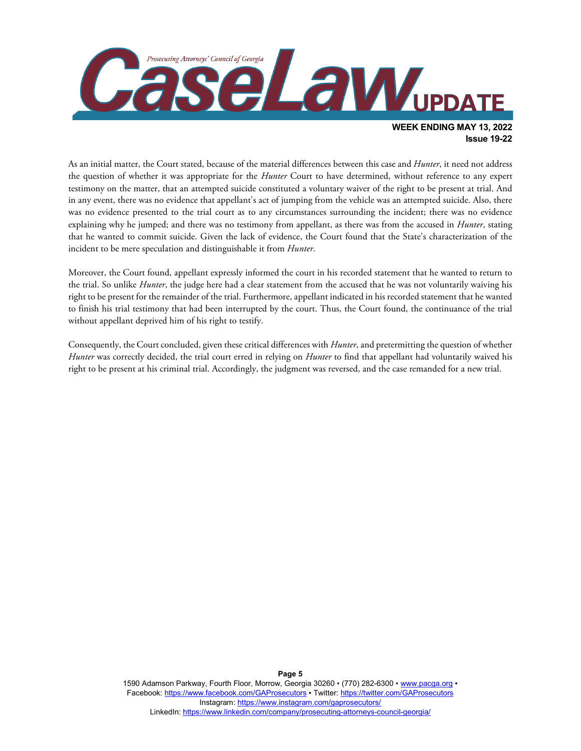As an initial matter, the Court stated, because of the material differences between this case and *Hunter*, it need not address the question of whether it was appropriate for the *Hunter* Court to have determined, without reference to any expert testimony on the matter, that an attempted suicide constituted a voluntary waiver of the right to be present at trial. And in any event, there was no evidence that appellant's act of jumping from the vehicle was an attempted suicide. Also, there was no evidence presented to the trial court as to any circumstances surrounding the incident; there was no evidence explaining why he jumped; and there was no testimony from appellant, as there was from the accused in *Hunter*, stating that he wanted to commit suicide. Given the lack of evidence, the Court found that the State's characterization of the incident to be mere speculation and distinguishable it from *Hunter*.

Moreover, the Court found, appellant expressly informed the court in his recorded statement that he wanted to return to the trial. So unlike *Hunter*, the judge here had a clear statement from the accused that he was not voluntarily waiving his right to be present for the remainder of the trial. Furthermore, appellant indicated in his recorded statement that he wanted to finish his trial testimony that had been interrupted by the court. Thus, the Court found, the continuance of the trial without appellant deprived him of his right to testify.

Consequently, the Court concluded, given these critical differences with *Hunter*, and pretermitting the question of whether *Hunter* was correctly decided, the trial court erred in relying on *Hunter* to find that appellant had voluntarily waived his right to be present at his criminal trial. Accordingly, the judgment was reversed, and the case remanded for a new trial.